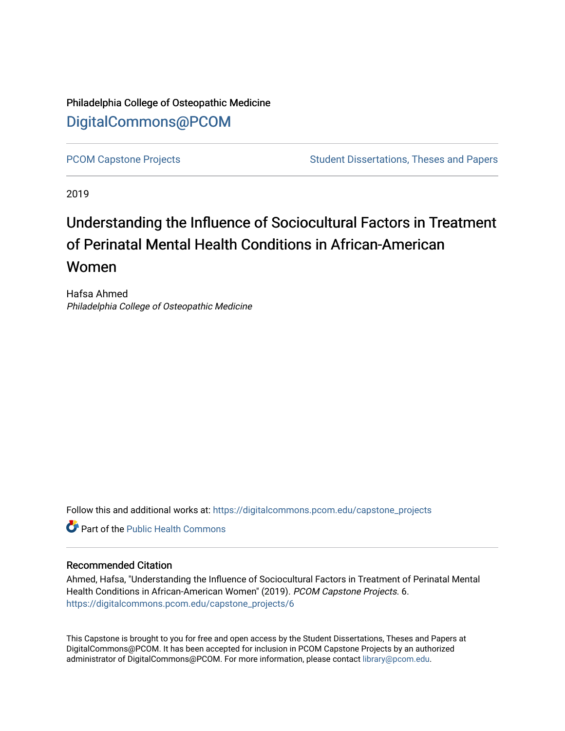Philadelphia College of Osteopathic Medicine

DigitalCommons@PCOM

PCOM Capstone Projects | Student Dissertations, Theses and Papers

2019

# Understanding the Influence of Sociocultural Factors in Treatment of Perinatal Mental Health Conditions in African-American Women

Hafsa Ahmed
*Philadelphia College of Osteopathic Medicine*

Follow this and additional works at: https://digitalcommons.pcom.edu/capstone_projects

Part of the Public Health Commons

## Recommended Citation

Ahmed, Hafsa, "Understanding the Influence of Sociocultural Factors in Treatment of Perinatal Mental Health Conditions in African-American Women" (2019). *PCOM Capstone Projects*. 6.
https://digitalcommons.pcom.edu/capstone_projects/6

This Capstone is brought to you for free and open access by the Student Dissertations, Theses and Papers at DigitalCommons@PCOM. It has been accepted for inclusion in PCOM Capstone Projects by an authorized administrator of DigitalCommons@PCOM. For more information, please contact library@pcom.edu.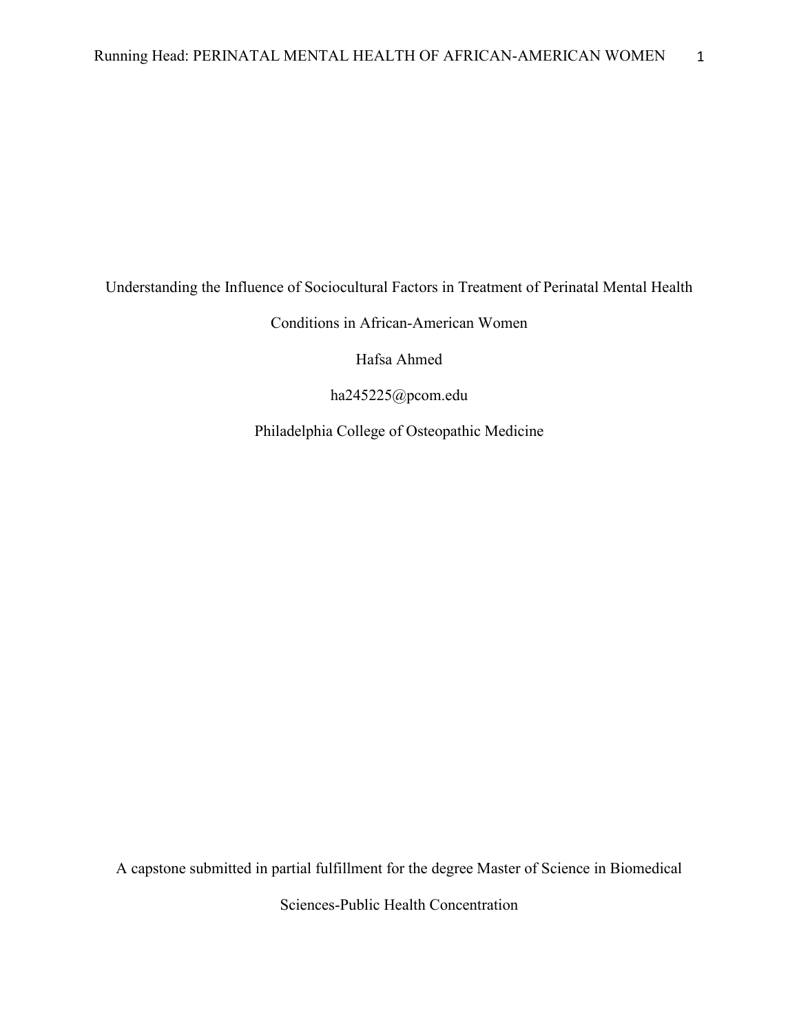Understanding the Influence of Sociocultural Factors in Treatment of Perinatal Mental Health Conditions in African-American Women

Hafsa Ahmed

ha245225@pcom.edu

Philadelphia College of Osteopathic Medicine

A capstone submitted in partial fulfillment for the degree Master of Science in Biomedical Sciences-Public Health Concentration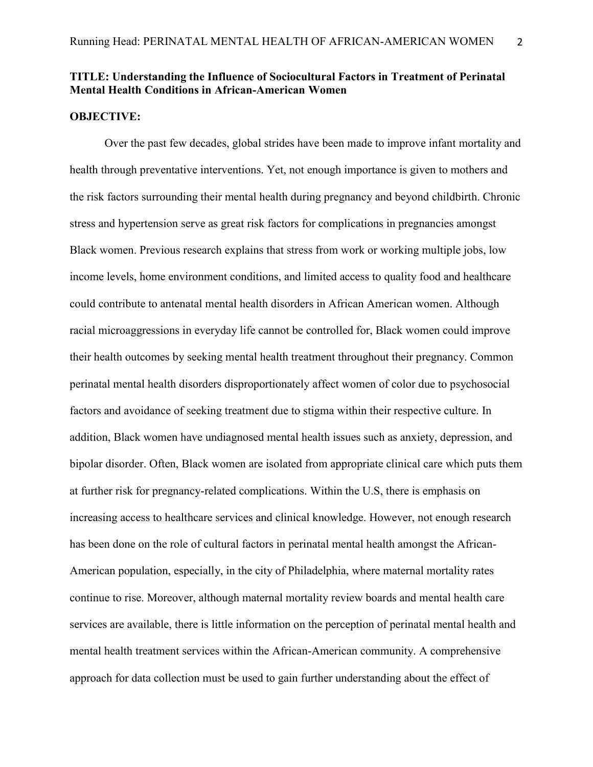**TITLE: Understanding the Influence of Sociocultural Factors in Treatment of Perinatal Mental Health Conditions in African-American Women**

**OBJECTIVE:**

Over the past few decades, global strides have been made to improve infant mortality and health through preventative interventions. Yet, not enough importance is given to mothers and the risk factors surrounding their mental health during pregnancy and beyond childbirth. Chronic stress and hypertension serve as great risk factors for complications in pregnancies amongst Black women. Previous research explains that stress from work or working multiple jobs, low income levels, home environment conditions, and limited access to quality food and healthcare could contribute to antenatal mental health disorders in African American women. Although racial microaggressions in everyday life cannot be controlled for, Black women could improve their health outcomes by seeking mental health treatment throughout their pregnancy. Common perinatal mental health disorders disproportionately affect women of color due to psychosocial factors and avoidance of seeking treatment due to stigma within their respective culture. In addition, Black women have undiagnosed mental health issues such as anxiety, depression, and bipolar disorder. Often, Black women are isolated from appropriate clinical care which puts them at further risk for pregnancy-related complications. Within the U.S, there is emphasis on increasing access to healthcare services and clinical knowledge. However, not enough research has been done on the role of cultural factors in perinatal mental health amongst the African-American population, especially, in the city of Philadelphia, where maternal mortality rates continue to rise. Moreover, although maternal mortality review boards and mental health care services are available, there is little information on the perception of perinatal mental health and mental health treatment services within the African-American community. A comprehensive approach for data collection must be used to gain further understanding about the effect of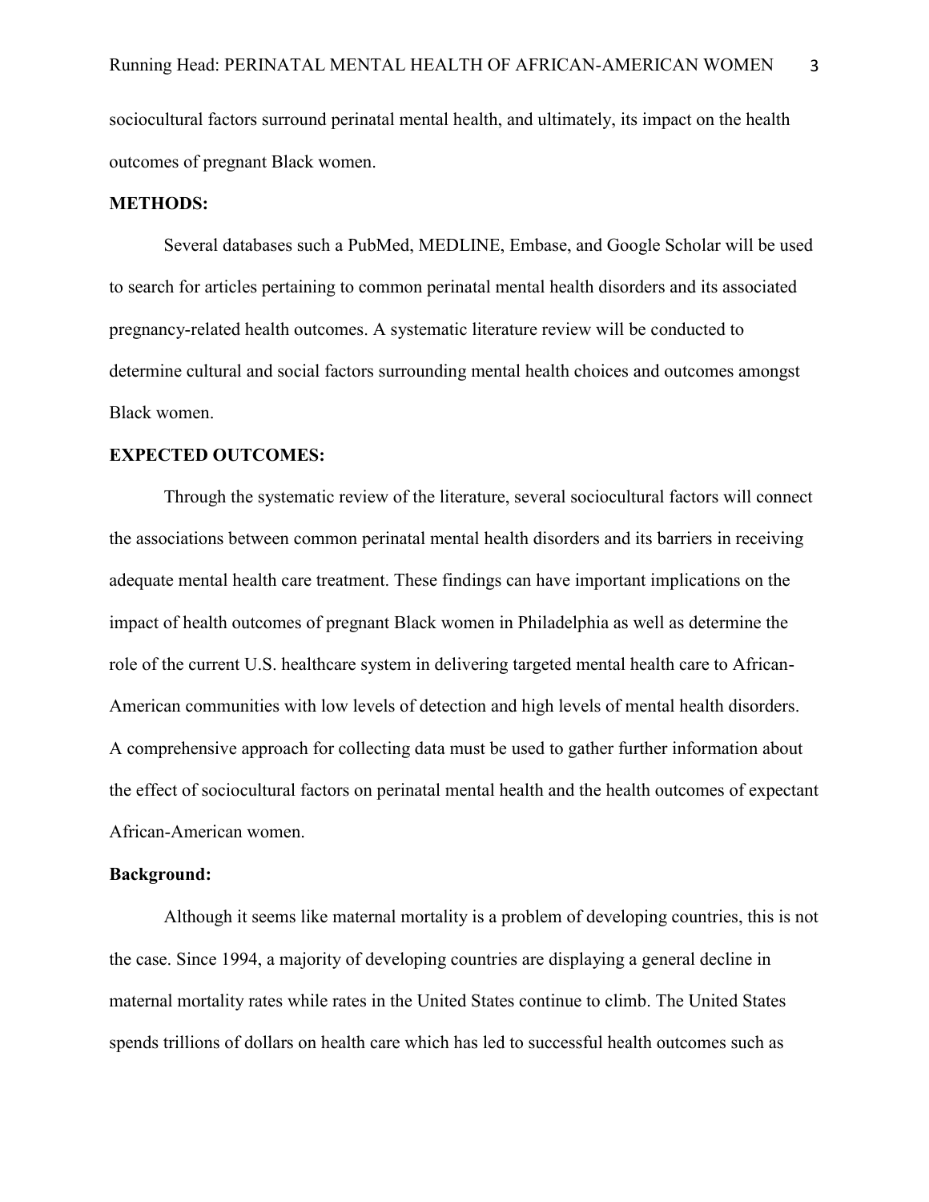sociocultural factors surround perinatal mental health, and ultimately, its impact on the health outcomes of pregnant Black women.

**METHODS:**

Several databases such a PubMed, MEDLINE, Embase, and Google Scholar will be used to search for articles pertaining to common perinatal mental health disorders and its associated pregnancy-related health outcomes. A systematic literature review will be conducted to determine cultural and social factors surrounding mental health choices and outcomes amongst Black women.

**EXPECTED OUTCOMES:**

Through the systematic review of the literature, several sociocultural factors will connect the associations between common perinatal mental health disorders and its barriers in receiving adequate mental health care treatment. These findings can have important implications on the impact of health outcomes of pregnant Black women in Philadelphia as well as determine the role of the current U.S. healthcare system in delivering targeted mental health care to African-American communities with low levels of detection and high levels of mental health disorders. A comprehensive approach for collecting data must be used to gather further information about the effect of sociocultural factors on perinatal mental health and the health outcomes of expectant African-American women.

**Background:**

Although it seems like maternal mortality is a problem of developing countries, this is not the case. Since 1994, a majority of developing countries are displaying a general decline in maternal mortality rates while rates in the United States continue to climb. The United States spends trillions of dollars on health care which has led to successful health outcomes such as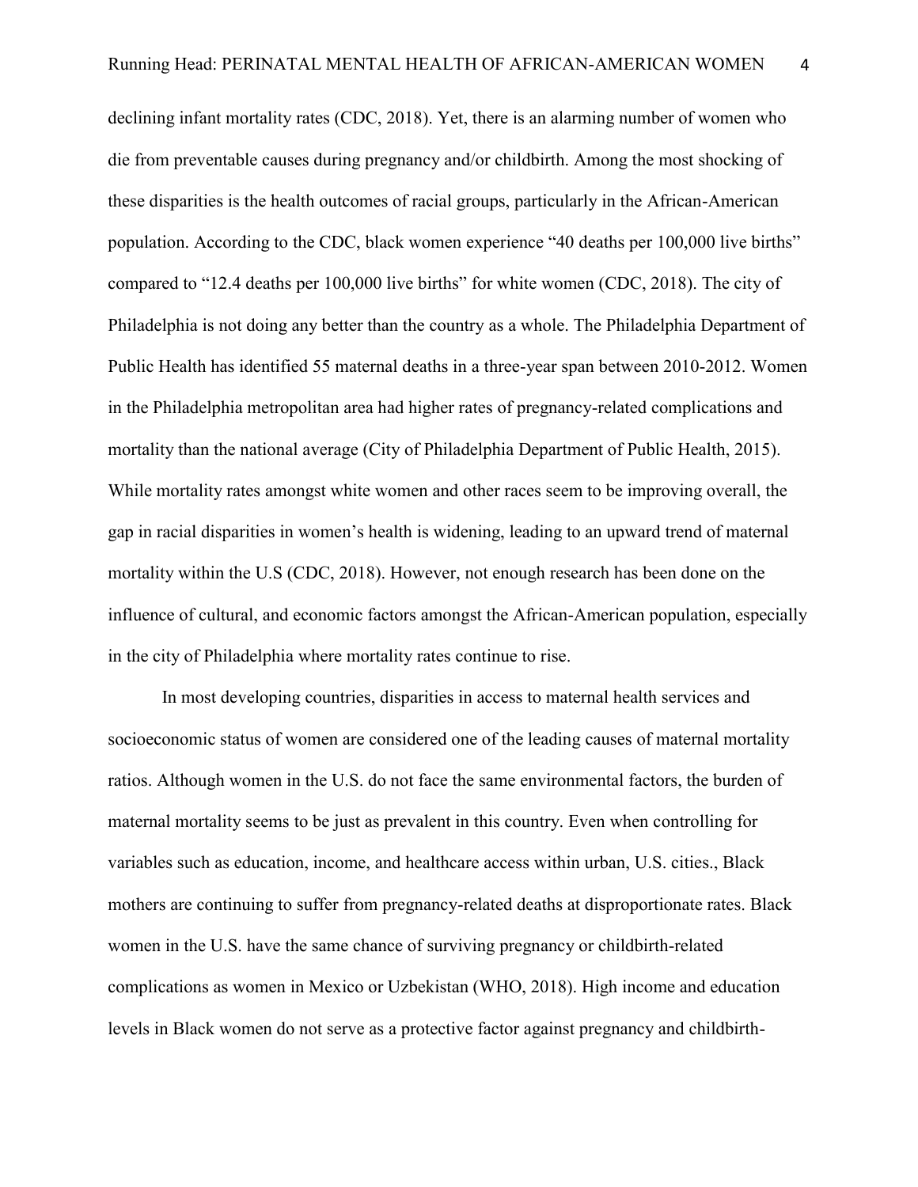declining infant mortality rates (CDC, 2018). Yet, there is an alarming number of women who die from preventable causes during pregnancy and/or childbirth. Among the most shocking of these disparities is the health outcomes of racial groups, particularly in the African-American population. According to the CDC, black women experience "40 deaths per 100,000 live births" compared to "12.4 deaths per 100,000 live births" for white women (CDC, 2018). The city of Philadelphia is not doing any better than the country as a whole. The Philadelphia Department of Public Health has identified 55 maternal deaths in a three-year span between 2010-2012. Women in the Philadelphia metropolitan area had higher rates of pregnancy-related complications and mortality than the national average (City of Philadelphia Department of Public Health, 2015). While mortality rates amongst white women and other races seem to be improving overall, the gap in racial disparities in women's health is widening, leading to an upward trend of maternal mortality within the U.S (CDC, 2018). However, not enough research has been done on the influence of cultural, and economic factors amongst the African-American population, especially in the city of Philadelphia where mortality rates continue to rise.

In most developing countries, disparities in access to maternal health services and socioeconomic status of women are considered one of the leading causes of maternal mortality ratios. Although women in the U.S. do not face the same environmental factors, the burden of maternal mortality seems to be just as prevalent in this country. Even when controlling for variables such as education, income, and healthcare access within urban, U.S. cities., Black mothers are continuing to suffer from pregnancy-related deaths at disproportionate rates. Black women in the U.S. have the same chance of surviving pregnancy or childbirth-related complications as women in Mexico or Uzbekistan (WHO, 2018). High income and education levels in Black women do not serve as a protective factor against pregnancy and childbirth-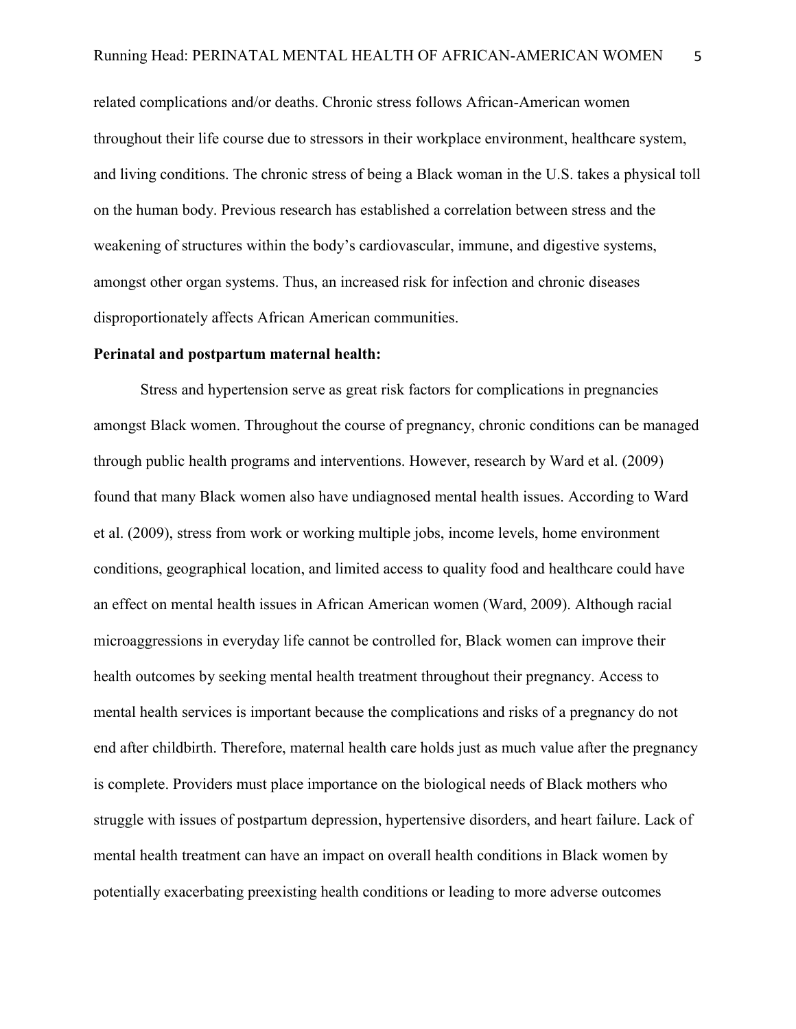related complications and/or deaths. Chronic stress follows African-American women throughout their life course due to stressors in their workplace environment, healthcare system, and living conditions. The chronic stress of being a Black woman in the U.S. takes a physical toll on the human body. Previous research has established a correlation between stress and the weakening of structures within the body's cardiovascular, immune, and digestive systems, amongst other organ systems. Thus, an increased risk for infection and chronic diseases disproportionately affects African American communities.

**Perinatal and postpartum maternal health:**

Stress and hypertension serve as great risk factors for complications in pregnancies amongst Black women. Throughout the course of pregnancy, chronic conditions can be managed through public health programs and interventions. However, research by Ward et al. (2009) found that many Black women also have undiagnosed mental health issues. According to Ward et al. (2009), stress from work or working multiple jobs, income levels, home environment conditions, geographical location, and limited access to quality food and healthcare could have an effect on mental health issues in African American women (Ward, 2009). Although racial microaggressions in everyday life cannot be controlled for, Black women can improve their health outcomes by seeking mental health treatment throughout their pregnancy. Access to mental health services is important because the complications and risks of a pregnancy do not end after childbirth. Therefore, maternal health care holds just as much value after the pregnancy is complete. Providers must place importance on the biological needs of Black mothers who struggle with issues of postpartum depression, hypertensive disorders, and heart failure. Lack of mental health treatment can have an impact on overall health conditions in Black women by potentially exacerbating preexisting health conditions or leading to more adverse outcomes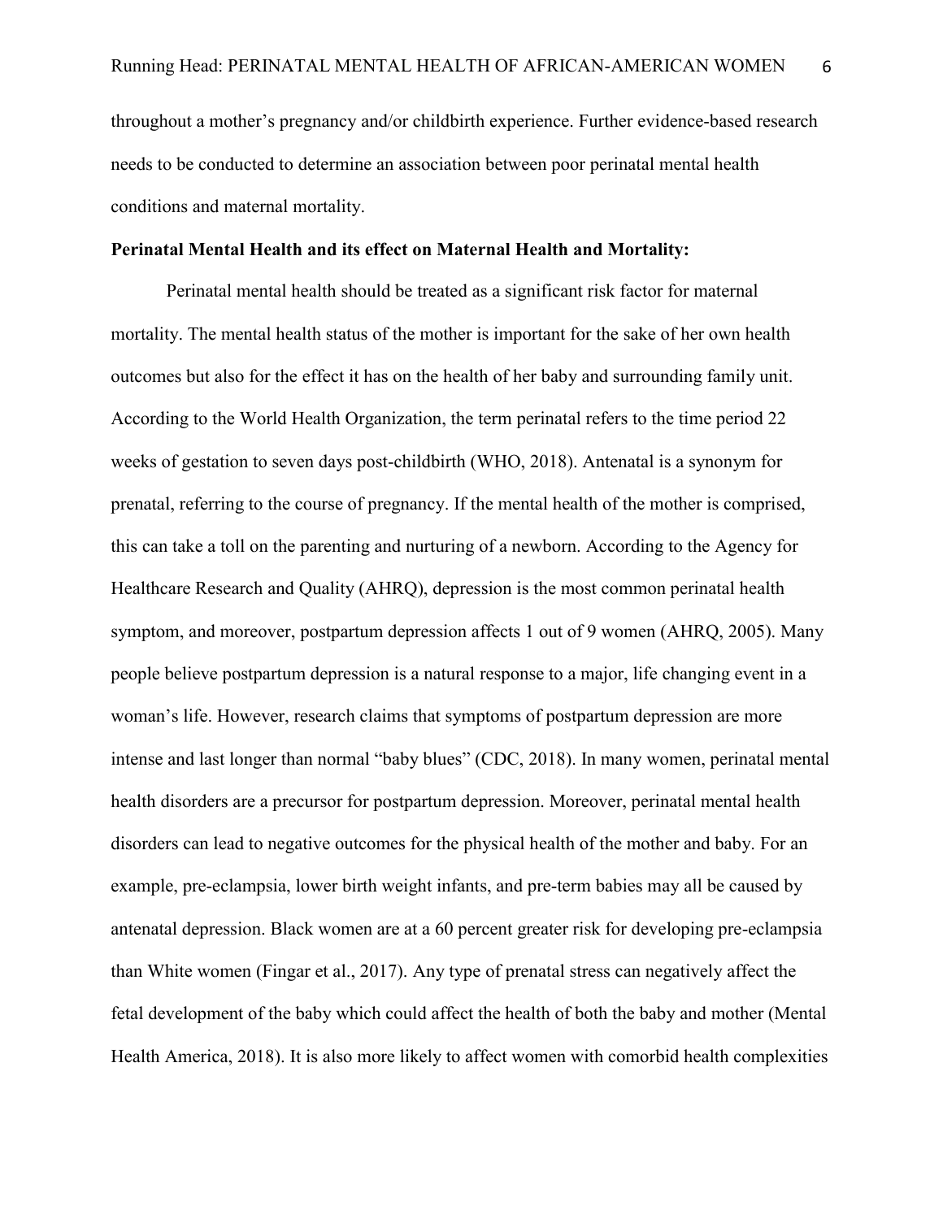throughout a mother's pregnancy and/or childbirth experience. Further evidence-based research needs to be conducted to determine an association between poor perinatal mental health conditions and maternal mortality.

**Perinatal Mental Health and its effect on Maternal Health and Mortality:**

Perinatal mental health should be treated as a significant risk factor for maternal mortality. The mental health status of the mother is important for the sake of her own health outcomes but also for the effect it has on the health of her baby and surrounding family unit. According to the World Health Organization, the term perinatal refers to the time period 22 weeks of gestation to seven days post-childbirth (WHO, 2018). Antenatal is a synonym for prenatal, referring to the course of pregnancy. If the mental health of the mother is comprised, this can take a toll on the parenting and nurturing of a newborn. According to the Agency for Healthcare Research and Quality (AHRQ), depression is the most common perinatal health symptom, and moreover, postpartum depression affects 1 out of 9 women (AHRQ, 2005). Many people believe postpartum depression is a natural response to a major, life changing event in a woman's life. However, research claims that symptoms of postpartum depression are more intense and last longer than normal "baby blues" (CDC, 2018). In many women, perinatal mental health disorders are a precursor for postpartum depression. Moreover, perinatal mental health disorders can lead to negative outcomes for the physical health of the mother and baby. For an example, pre-eclampsia, lower birth weight infants, and pre-term babies may all be caused by antenatal depression. Black women are at a 60 percent greater risk for developing pre-eclampsia than White women (Fingar et al., 2017). Any type of prenatal stress can negatively affect the fetal development of the baby which could affect the health of both the baby and mother (Mental Health America, 2018). It is also more likely to affect women with comorbid health complexities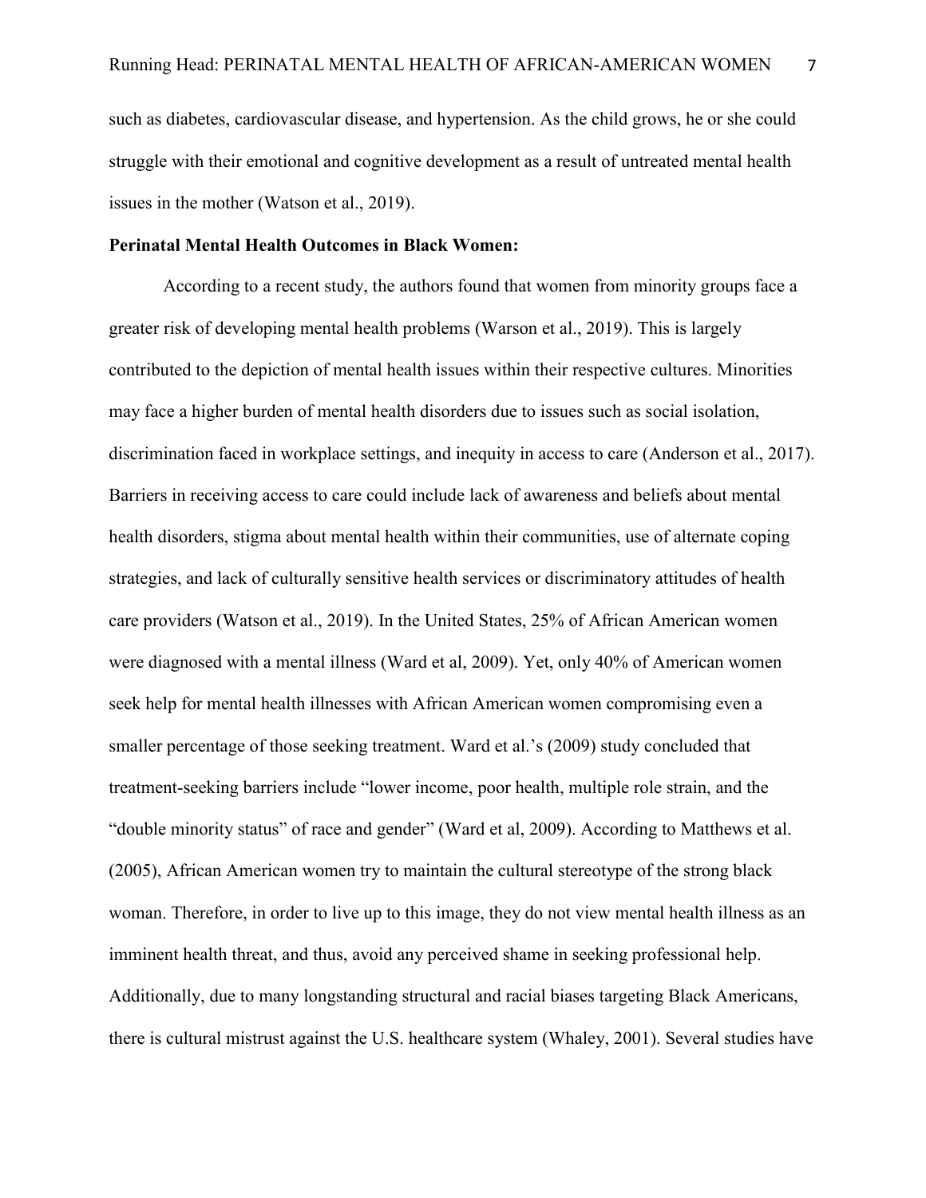such as diabetes, cardiovascular disease, and hypertension. As the child grows, he or she could struggle with their emotional and cognitive development as a result of untreated mental health issues in the mother (Watson et al., 2019).

**Perinatal Mental Health Outcomes in Black Women:**

According to a recent study, the authors found that women from minority groups face a greater risk of developing mental health problems (Warson et al., 2019). This is largely contributed to the depiction of mental health issues within their respective cultures. Minorities may face a higher burden of mental health disorders due to issues such as social isolation, discrimination faced in workplace settings, and inequity in access to care (Anderson et al., 2017). Barriers in receiving access to care could include lack of awareness and beliefs about mental health disorders, stigma about mental health within their communities, use of alternate coping strategies, and lack of culturally sensitive health services or discriminatory attitudes of health care providers (Watson et al., 2019). In the United States, 25% of African American women were diagnosed with a mental illness (Ward et al, 2009). Yet, only 40% of American women seek help for mental health illnesses with African American women compromising even a smaller percentage of those seeking treatment. Ward et al.'s (2009) study concluded that treatment-seeking barriers include "lower income, poor health, multiple role strain, and the "double minority status" of race and gender" (Ward et al, 2009). According to Matthews et al. (2005), African American women try to maintain the cultural stereotype of the strong black woman. Therefore, in order to live up to this image, they do not view mental health illness as an imminent health threat, and thus, avoid any perceived shame in seeking professional help. Additionally, due to many longstanding structural and racial biases targeting Black Americans, there is cultural mistrust against the U.S. healthcare system (Whaley, 2001). Several studies have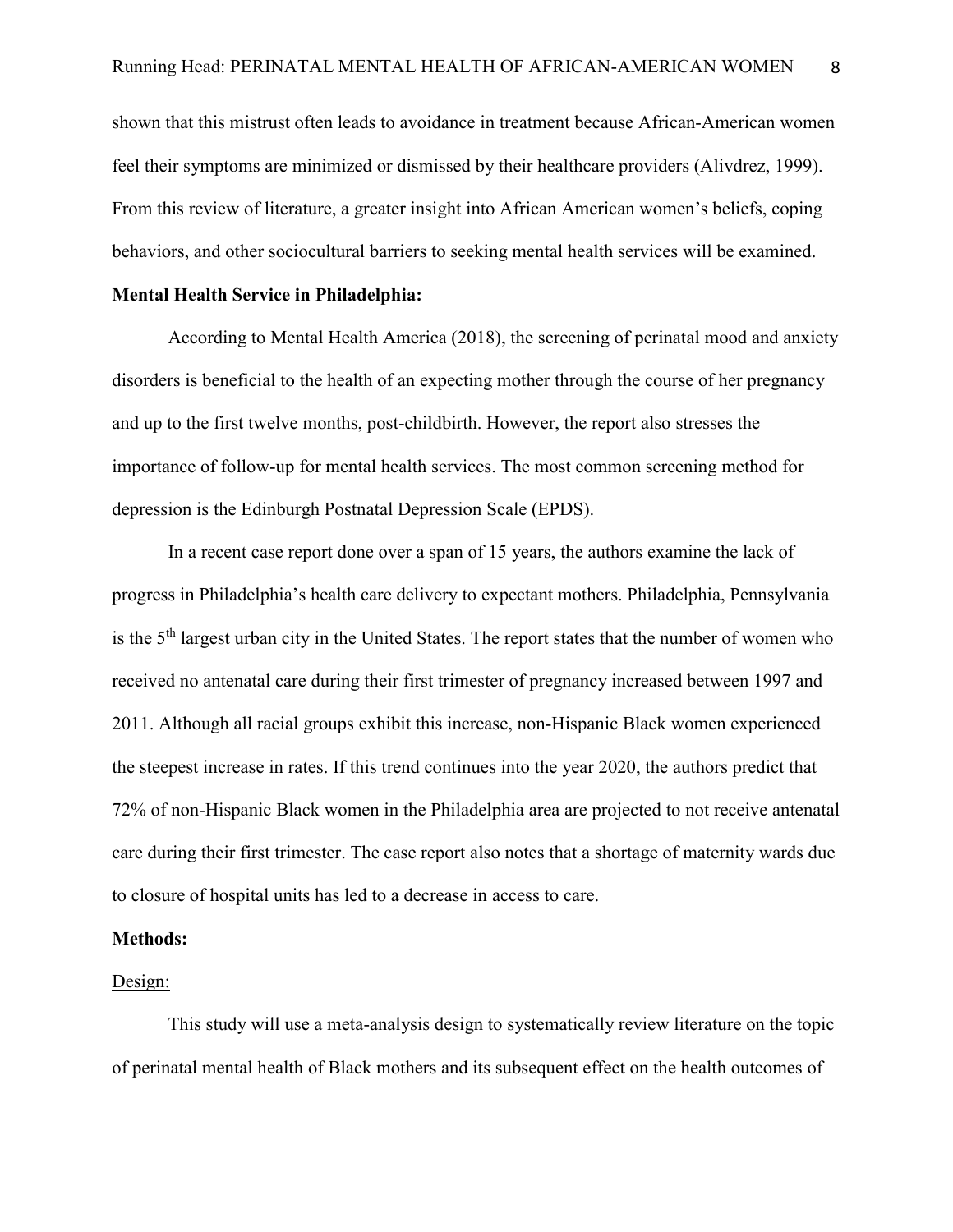shown that this mistrust often leads to avoidance in treatment because African-American women feel their symptoms are minimized or dismissed by their healthcare providers (Alivdrez, 1999). From this review of literature, a greater insight into African American women's beliefs, coping behaviors, and other sociocultural barriers to seeking mental health services will be examined.

**Mental Health Service in Philadelphia:**

According to Mental Health America (2018), the screening of perinatal mood and anxiety disorders is beneficial to the health of an expecting mother through the course of her pregnancy and up to the first twelve months, post-childbirth. However, the report also stresses the importance of follow-up for mental health services. The most common screening method for depression is the Edinburgh Postnatal Depression Scale (EPDS).

In a recent case report done over a span of 15 years, the authors examine the lack of progress in Philadelphia's health care delivery to expectant mothers. Philadelphia, Pennsylvania is the 5th largest urban city in the United States. The report states that the number of women who received no antenatal care during their first trimester of pregnancy increased between 1997 and 2011. Although all racial groups exhibit this increase, non-Hispanic Black women experienced the steepest increase in rates. If this trend continues into the year 2020, the authors predict that 72% of non-Hispanic Black women in the Philadelphia area are projected to not receive antenatal care during their first trimester. The case report also notes that a shortage of maternity wards due to closure of hospital units has led to a decrease in access to care.

**Methods:**

Design:

This study will use a meta-analysis design to systematically review literature on the topic of perinatal mental health of Black mothers and its subsequent effect on the health outcomes of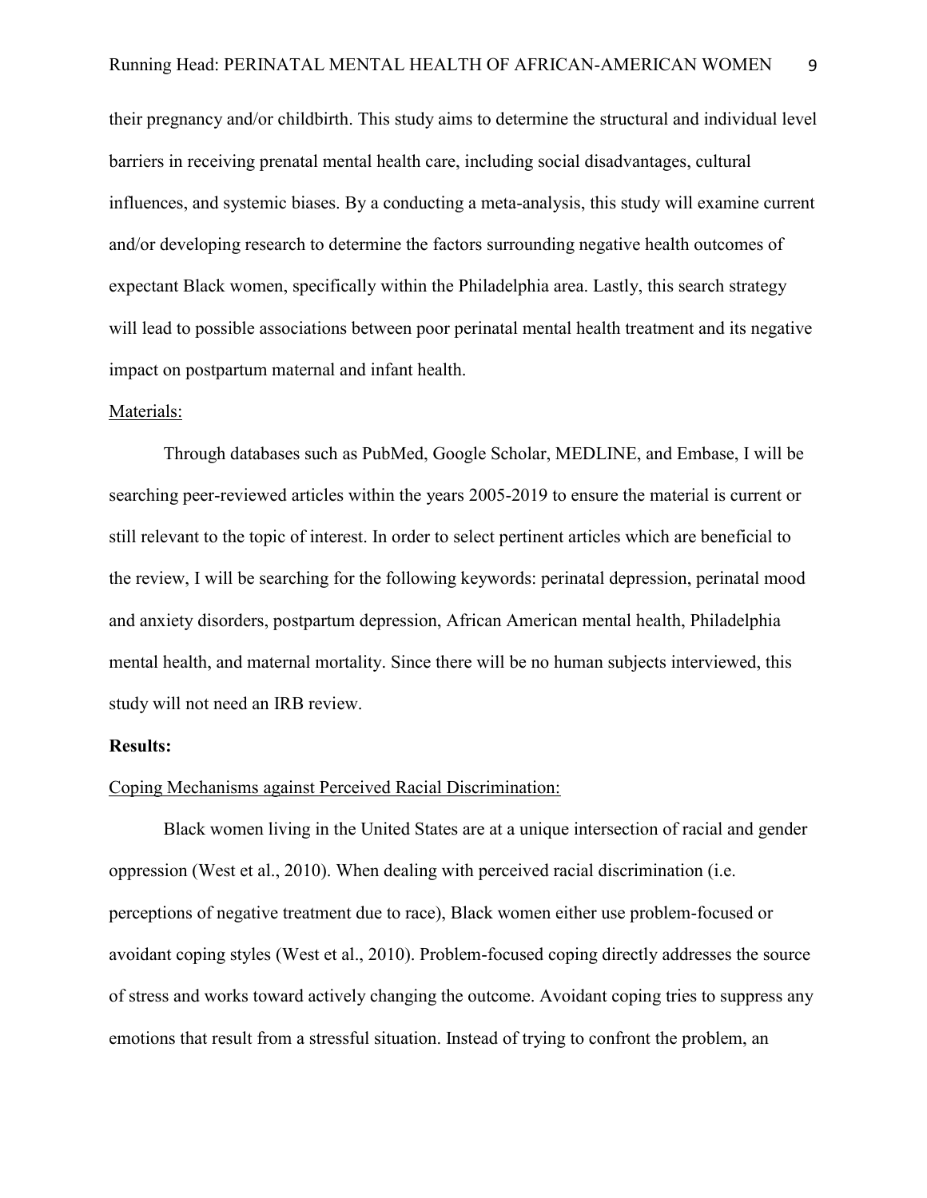their pregnancy and/or childbirth. This study aims to determine the structural and individual level barriers in receiving prenatal mental health care, including social disadvantages, cultural influences, and systemic biases. By a conducting a meta-analysis, this study will examine current and/or developing research to determine the factors surrounding negative health outcomes of expectant Black women, specifically within the Philadelphia area. Lastly, this search strategy will lead to possible associations between poor perinatal mental health treatment and its negative impact on postpartum maternal and infant health.

<u>Materials:</u>

Through databases such as PubMed, Google Scholar, MEDLINE, and Embase, I will be searching peer-reviewed articles within the years 2005-2019 to ensure the material is current or still relevant to the topic of interest. In order to select pertinent articles which are beneficial to the review, I will be searching for the following keywords: perinatal depression, perinatal mood and anxiety disorders, postpartum depression, African American mental health, Philadelphia mental health, and maternal mortality. Since there will be no human subjects interviewed, this study will not need an IRB review.

**Results:**

<u>Coping Mechanisms against Perceived Racial Discrimination:</u>

Black women living in the United States are at a unique intersection of racial and gender oppression (West et al., 2010). When dealing with perceived racial discrimination (i.e. perceptions of negative treatment due to race), Black women either use problem-focused or avoidant coping styles (West et al., 2010). Problem-focused coping directly addresses the source of stress and works toward actively changing the outcome. Avoidant coping tries to suppress any emotions that result from a stressful situation. Instead of trying to confront the problem, an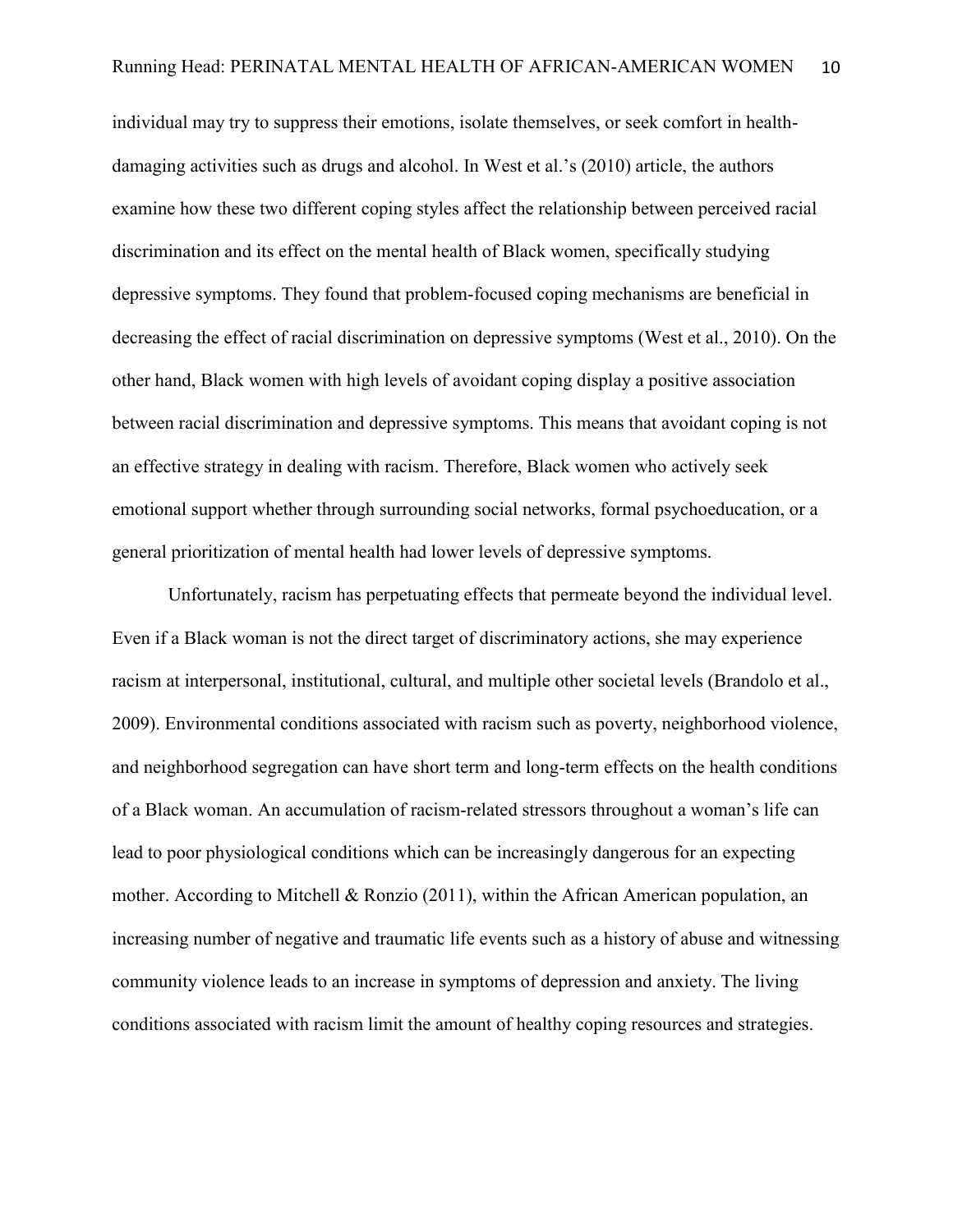individual may try to suppress their emotions, isolate themselves, or seek comfort in health-damaging activities such as drugs and alcohol. In West et al.'s (2010) article, the authors examine how these two different coping styles affect the relationship between perceived racial discrimination and its effect on the mental health of Black women, specifically studying depressive symptoms. They found that problem-focused coping mechanisms are beneficial in decreasing the effect of racial discrimination on depressive symptoms (West et al., 2010). On the other hand, Black women with high levels of avoidant coping display a positive association between racial discrimination and depressive symptoms. This means that avoidant coping is not an effective strategy in dealing with racism. Therefore, Black women who actively seek emotional support whether through surrounding social networks, formal psychoeducation, or a general prioritization of mental health had lower levels of depressive symptoms.

Unfortunately, racism has perpetuating effects that permeate beyond the individual level. Even if a Black woman is not the direct target of discriminatory actions, she may experience racism at interpersonal, institutional, cultural, and multiple other societal levels (Brandolo et al., 2009). Environmental conditions associated with racism such as poverty, neighborhood violence, and neighborhood segregation can have short term and long-term effects on the health conditions of a Black woman. An accumulation of racism-related stressors throughout a woman's life can lead to poor physiological conditions which can be increasingly dangerous for an expecting mother. According to Mitchell & Ronzio (2011), within the African American population, an increasing number of negative and traumatic life events such as a history of abuse and witnessing community violence leads to an increase in symptoms of depression and anxiety. The living conditions associated with racism limit the amount of healthy coping resources and strategies.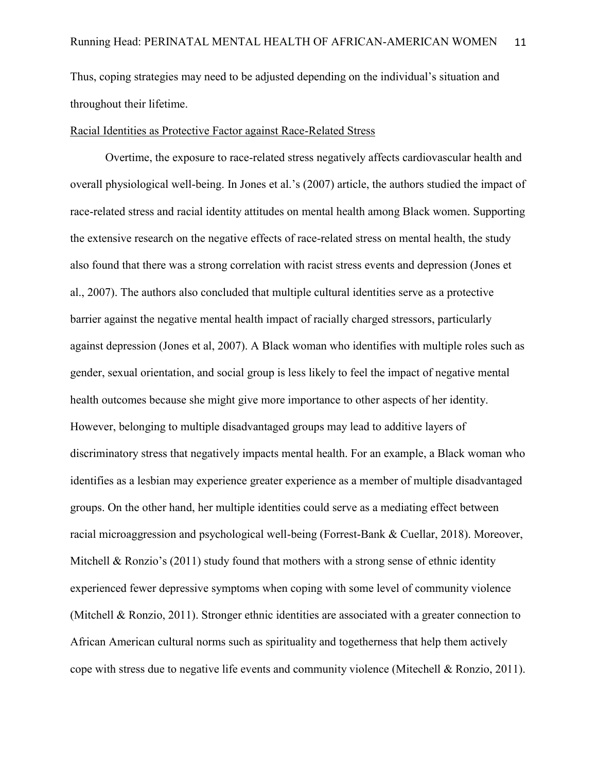Thus, coping strategies may need to be adjusted depending on the individual's situation and throughout their lifetime.

Racial Identities as Protective Factor against Race-Related Stress

Overtime, the exposure to race-related stress negatively affects cardiovascular health and overall physiological well-being. In Jones et al.'s (2007) article, the authors studied the impact of race-related stress and racial identity attitudes on mental health among Black women. Supporting the extensive research on the negative effects of race-related stress on mental health, the study also found that there was a strong correlation with racist stress events and depression (Jones et al., 2007). The authors also concluded that multiple cultural identities serve as a protective barrier against the negative mental health impact of racially charged stressors, particularly against depression (Jones et al, 2007). A Black woman who identifies with multiple roles such as gender, sexual orientation, and social group is less likely to feel the impact of negative mental health outcomes because she might give more importance to other aspects of her identity. However, belonging to multiple disadvantaged groups may lead to additive layers of discriminatory stress that negatively impacts mental health. For an example, a Black woman who identifies as a lesbian may experience greater experience as a member of multiple disadvantaged groups. On the other hand, her multiple identities could serve as a mediating effect between racial microaggression and psychological well-being (Forrest-Bank & Cuellar, 2018). Moreover, Mitchell & Ronzio's (2011) study found that mothers with a strong sense of ethnic identity experienced fewer depressive symptoms when coping with some level of community violence (Mitchell & Ronzio, 2011). Stronger ethnic identities are associated with a greater connection to African American cultural norms such as spirituality and togetherness that help them actively cope with stress due to negative life events and community violence (Mitechell & Ronzio, 2011).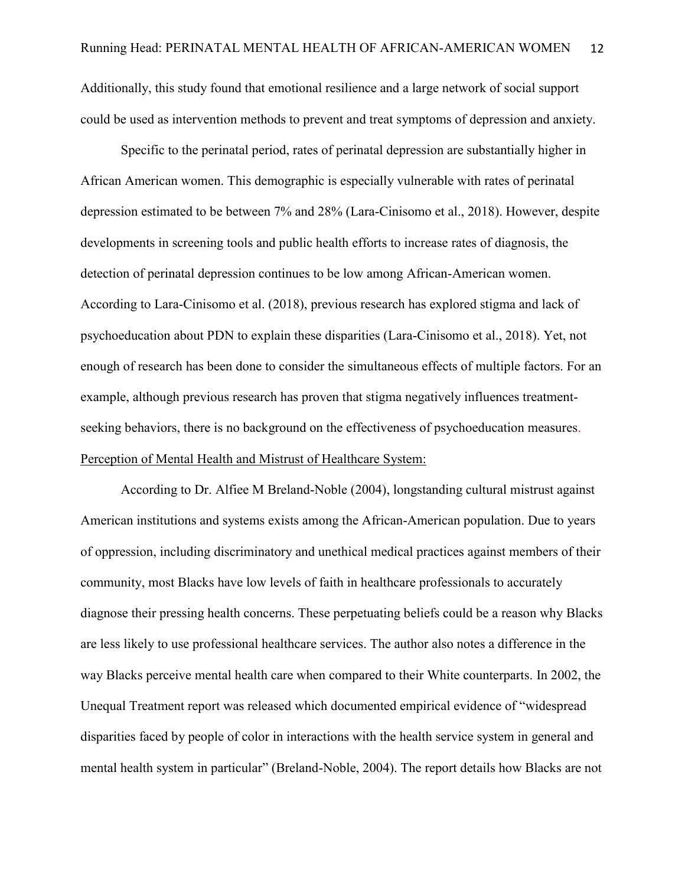Additionally, this study found that emotional resilience and a large network of social support could be used as intervention methods to prevent and treat symptoms of depression and anxiety.

Specific to the perinatal period, rates of perinatal depression are substantially higher in African American women. This demographic is especially vulnerable with rates of perinatal depression estimated to be between 7% and 28% (Lara-Cinisomo et al., 2018). However, despite developments in screening tools and public health efforts to increase rates of diagnosis, the detection of perinatal depression continues to be low among African-American women. According to Lara-Cinisomo et al. (2018), previous research has explored stigma and lack of psychoeducation about PDN to explain these disparities (Lara-Cinisomo et al., 2018). Yet, not enough of research has been done to consider the simultaneous effects of multiple factors. For an example, although previous research has proven that stigma negatively influences treatment-seeking behaviors, there is no background on the effectiveness of psychoeducation measures.

<u>Perception of Mental Health and Mistrust of Healthcare System:</u>

According to Dr. Alfiee M Breland-Noble (2004), longstanding cultural mistrust against American institutions and systems exists among the African-American population. Due to years of oppression, including discriminatory and unethical medical practices against members of their community, most Blacks have low levels of faith in healthcare professionals to accurately diagnose their pressing health concerns. These perpetuating beliefs could be a reason why Blacks are less likely to use professional healthcare services. The author also notes a difference in the way Blacks perceive mental health care when compared to their White counterparts. In 2002, the Unequal Treatment report was released which documented empirical evidence of "widespread disparities faced by people of color in interactions with the health service system in general and mental health system in particular" (Breland-Noble, 2004). The report details how Blacks are not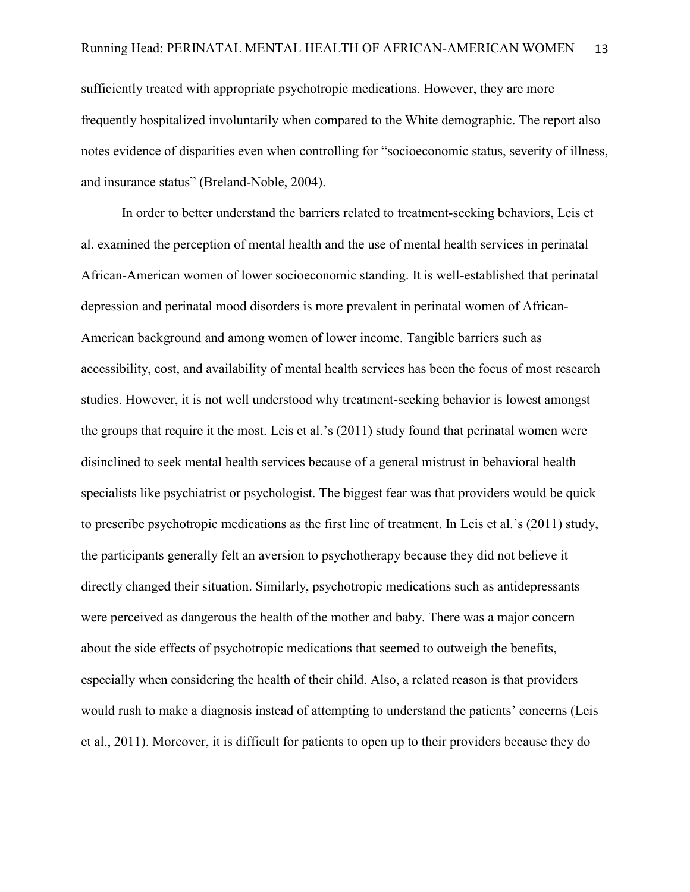sufficiently treated with appropriate psychotropic medications. However, they are more frequently hospitalized involuntarily when compared to the White demographic. The report also notes evidence of disparities even when controlling for "socioeconomic status, severity of illness, and insurance status" (Breland-Noble, 2004).

In order to better understand the barriers related to treatment-seeking behaviors, Leis et al. examined the perception of mental health and the use of mental health services in perinatal African-American women of lower socioeconomic standing. It is well-established that perinatal depression and perinatal mood disorders is more prevalent in perinatal women of African-American background and among women of lower income. Tangible barriers such as accessibility, cost, and availability of mental health services has been the focus of most research studies. However, it is not well understood why treatment-seeking behavior is lowest amongst the groups that require it the most. Leis et al.'s (2011) study found that perinatal women were disinclined to seek mental health services because of a general mistrust in behavioral health specialists like psychiatrist or psychologist. The biggest fear was that providers would be quick to prescribe psychotropic medications as the first line of treatment. In Leis et al.'s (2011) study, the participants generally felt an aversion to psychotherapy because they did not believe it directly changed their situation. Similarly, psychotropic medications such as antidepressants were perceived as dangerous the health of the mother and baby. There was a major concern about the side effects of psychotropic medications that seemed to outweigh the benefits, especially when considering the health of their child. Also, a related reason is that providers would rush to make a diagnosis instead of attempting to understand the patients' concerns (Leis et al., 2011). Moreover, it is difficult for patients to open up to their providers because they do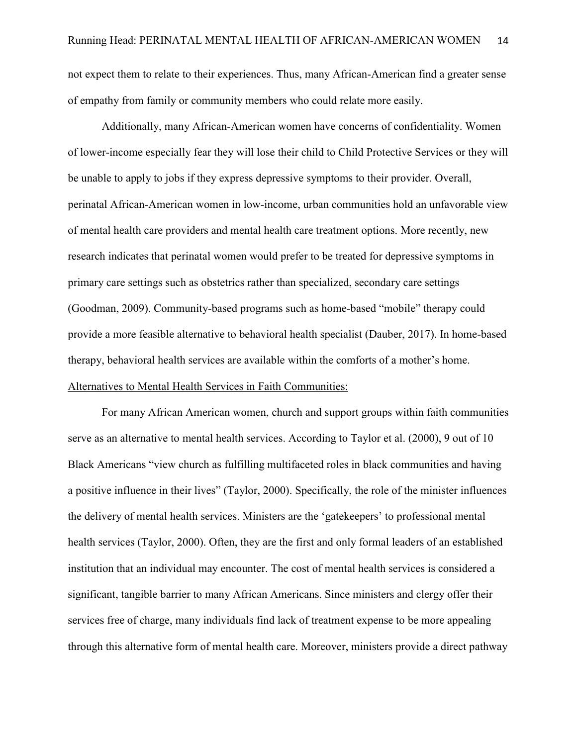not expect them to relate to their experiences. Thus, many African-American find a greater sense of empathy from family or community members who could relate more easily.

Additionally, many African-American women have concerns of confidentiality. Women of lower-income especially fear they will lose their child to Child Protective Services or they will be unable to apply to jobs if they express depressive symptoms to their provider. Overall, perinatal African-American women in low-income, urban communities hold an unfavorable view of mental health care providers and mental health care treatment options. More recently, new research indicates that perinatal women would prefer to be treated for depressive symptoms in primary care settings such as obstetrics rather than specialized, secondary care settings (Goodman, 2009). Community-based programs such as home-based "mobile" therapy could provide a more feasible alternative to behavioral health specialist (Dauber, 2017). In home-based therapy, behavioral health services are available within the comforts of a mother's home.

<u>Alternatives to Mental Health Services in Faith Communities:</u>

For many African American women, church and support groups within faith communities serve as an alternative to mental health services. According to Taylor et al. (2000), 9 out of 10 Black Americans "view church as fulfilling multifaceted roles in black communities and having a positive influence in their lives" (Taylor, 2000). Specifically, the role of the minister influences the delivery of mental health services. Ministers are the 'gatekeepers' to professional mental health services (Taylor, 2000). Often, they are the first and only formal leaders of an established institution that an individual may encounter. The cost of mental health services is considered a significant, tangible barrier to many African Americans. Since ministers and clergy offer their services free of charge, many individuals find lack of treatment expense to be more appealing through this alternative form of mental health care. Moreover, ministers provide a direct pathway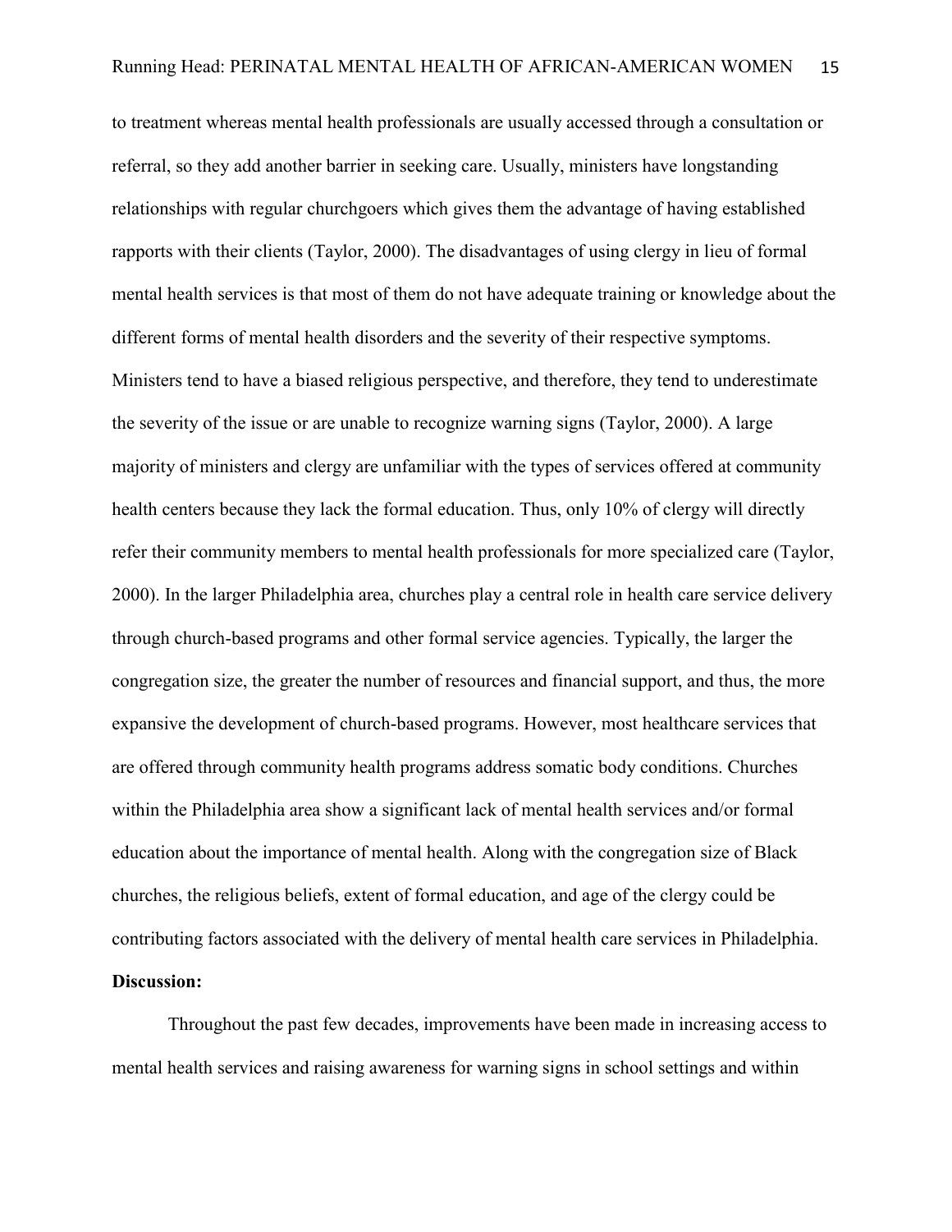to treatment whereas mental health professionals are usually accessed through a consultation or referral, so they add another barrier in seeking care. Usually, ministers have longstanding relationships with regular churchgoers which gives them the advantage of having established rapports with their clients (Taylor, 2000). The disadvantages of using clergy in lieu of formal mental health services is that most of them do not have adequate training or knowledge about the different forms of mental health disorders and the severity of their respective symptoms. Ministers tend to have a biased religious perspective, and therefore, they tend to underestimate the severity of the issue or are unable to recognize warning signs (Taylor, 2000). A large majority of ministers and clergy are unfamiliar with the types of services offered at community health centers because they lack the formal education. Thus, only 10% of clergy will directly refer their community members to mental health professionals for more specialized care (Taylor, 2000). In the larger Philadelphia area, churches play a central role in health care service delivery through church-based programs and other formal service agencies. Typically, the larger the congregation size, the greater the number of resources and financial support, and thus, the more expansive the development of church-based programs. However, most healthcare services that are offered through community health programs address somatic body conditions. Churches within the Philadelphia area show a significant lack of mental health services and/or formal education about the importance of mental health. Along with the congregation size of Black churches, the religious beliefs, extent of formal education, and age of the clergy could be contributing factors associated with the delivery of mental health care services in Philadelphia.

**Discussion:**

Throughout the past few decades, improvements have been made in increasing access to mental health services and raising awareness for warning signs in school settings and within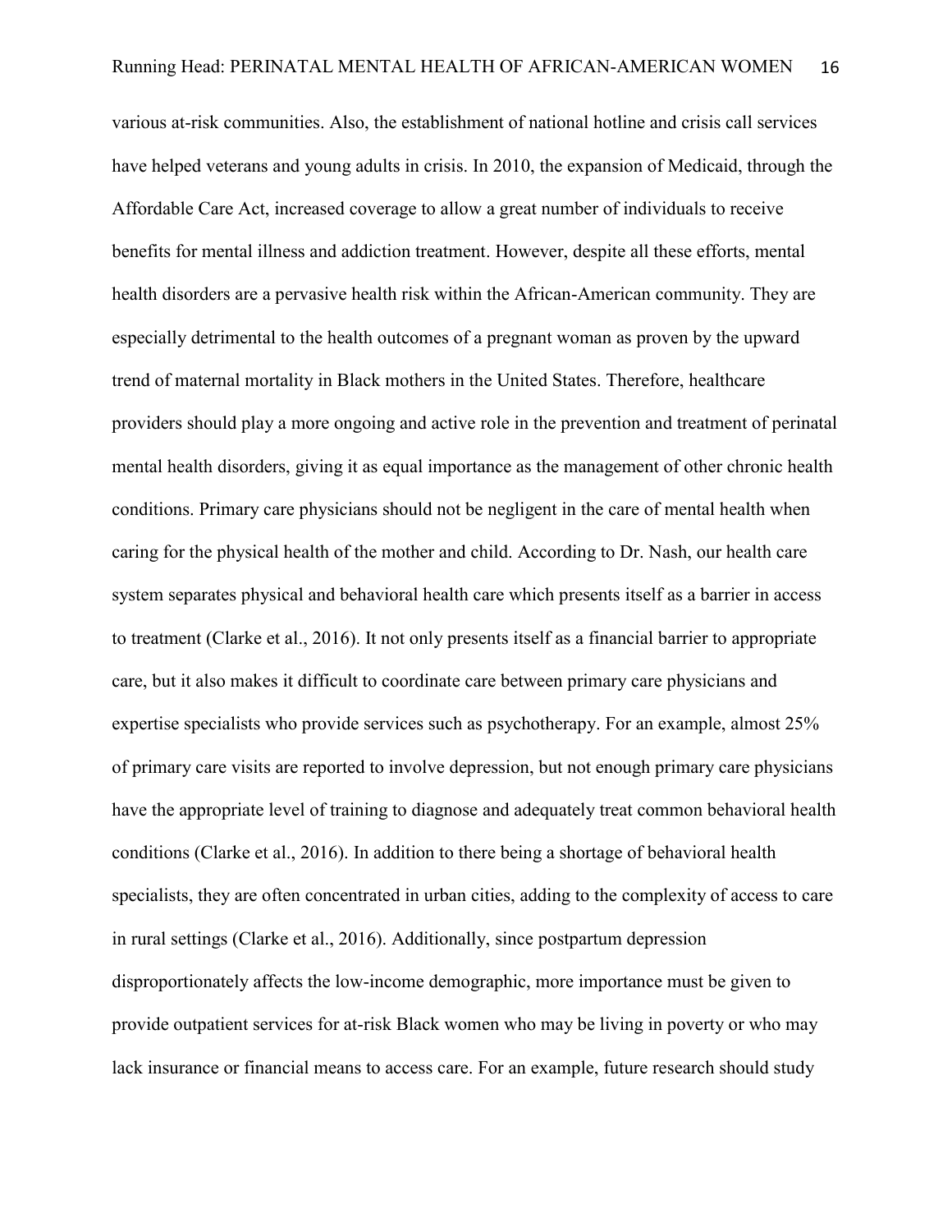various at-risk communities. Also, the establishment of national hotline and crisis call services have helped veterans and young adults in crisis. In 2010, the expansion of Medicaid, through the Affordable Care Act, increased coverage to allow a great number of individuals to receive benefits for mental illness and addiction treatment. However, despite all these efforts, mental health disorders are a pervasive health risk within the African-American community. They are especially detrimental to the health outcomes of a pregnant woman as proven by the upward trend of maternal mortality in Black mothers in the United States. Therefore, healthcare providers should play a more ongoing and active role in the prevention and treatment of perinatal mental health disorders, giving it as equal importance as the management of other chronic health conditions. Primary care physicians should not be negligent in the care of mental health when caring for the physical health of the mother and child. According to Dr. Nash, our health care system separates physical and behavioral health care which presents itself as a barrier in access to treatment (Clarke et al., 2016). It not only presents itself as a financial barrier to appropriate care, but it also makes it difficult to coordinate care between primary care physicians and expertise specialists who provide services such as psychotherapy. For an example, almost 25% of primary care visits are reported to involve depression, but not enough primary care physicians have the appropriate level of training to diagnose and adequately treat common behavioral health conditions (Clarke et al., 2016). In addition to there being a shortage of behavioral health specialists, they are often concentrated in urban cities, adding to the complexity of access to care in rural settings (Clarke et al., 2016). Additionally, since postpartum depression disproportionately affects the low-income demographic, more importance must be given to provide outpatient services for at-risk Black women who may be living in poverty or who may lack insurance or financial means to access care. For an example, future research should study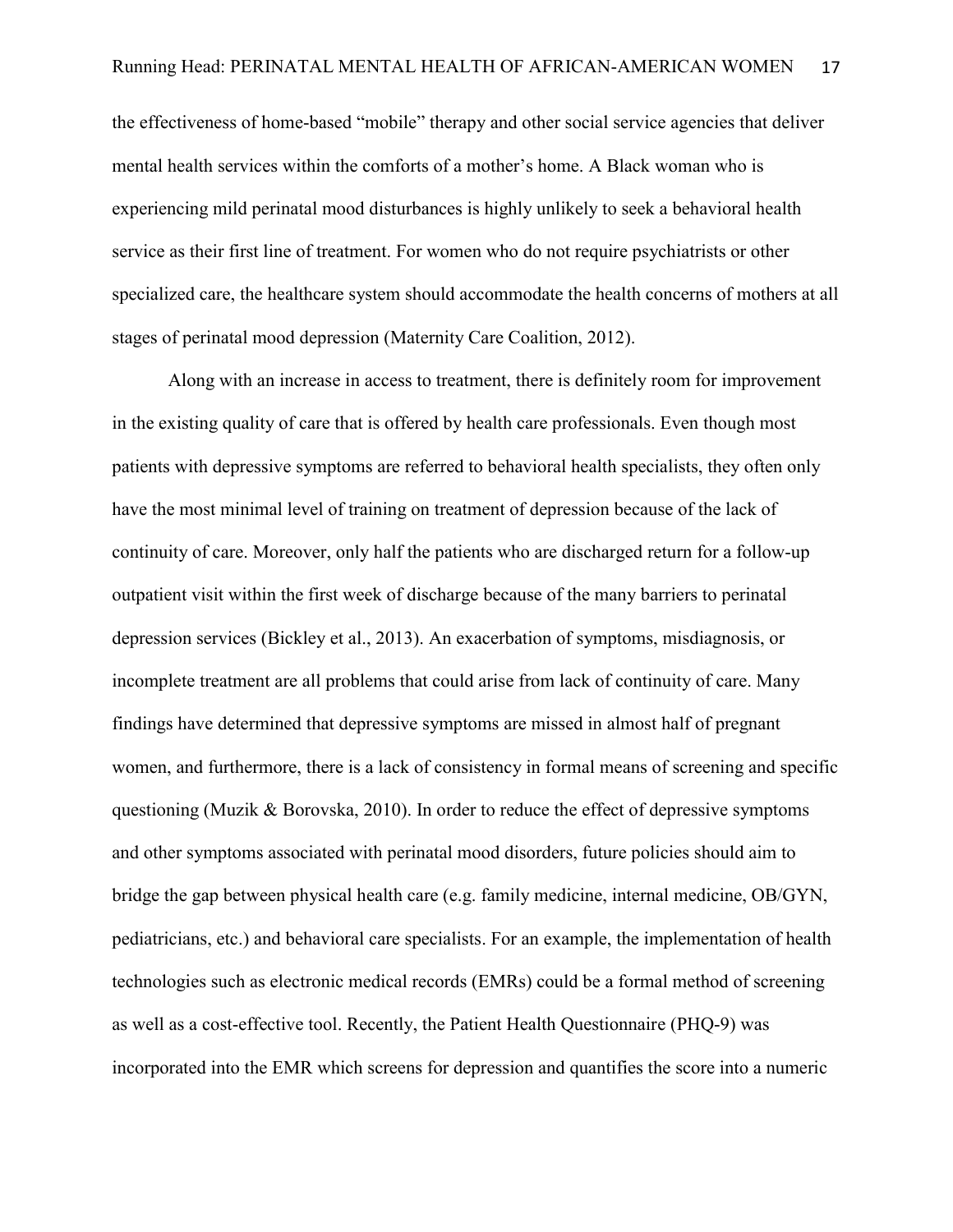the effectiveness of home-based "mobile" therapy and other social service agencies that deliver mental health services within the comforts of a mother's home. A Black woman who is experiencing mild perinatal mood disturbances is highly unlikely to seek a behavioral health service as their first line of treatment. For women who do not require psychiatrists or other specialized care, the healthcare system should accommodate the health concerns of mothers at all stages of perinatal mood depression (Maternity Care Coalition, 2012).

Along with an increase in access to treatment, there is definitely room for improvement in the existing quality of care that is offered by health care professionals. Even though most patients with depressive symptoms are referred to behavioral health specialists, they often only have the most minimal level of training on treatment of depression because of the lack of continuity of care. Moreover, only half the patients who are discharged return for a follow-up outpatient visit within the first week of discharge because of the many barriers to perinatal depression services (Bickley et al., 2013). An exacerbation of symptoms, misdiagnosis, or incomplete treatment are all problems that could arise from lack of continuity of care. Many findings have determined that depressive symptoms are missed in almost half of pregnant women, and furthermore, there is a lack of consistency in formal means of screening and specific questioning (Muzik & Borovska, 2010). In order to reduce the effect of depressive symptoms and other symptoms associated with perinatal mood disorders, future policies should aim to bridge the gap between physical health care (e.g. family medicine, internal medicine, OB/GYN, pediatricians, etc.) and behavioral care specialists. For an example, the implementation of health technologies such as electronic medical records (EMRs) could be a formal method of screening as well as a cost-effective tool. Recently, the Patient Health Questionnaire (PHQ-9) was incorporated into the EMR which screens for depression and quantifies the score into a numeric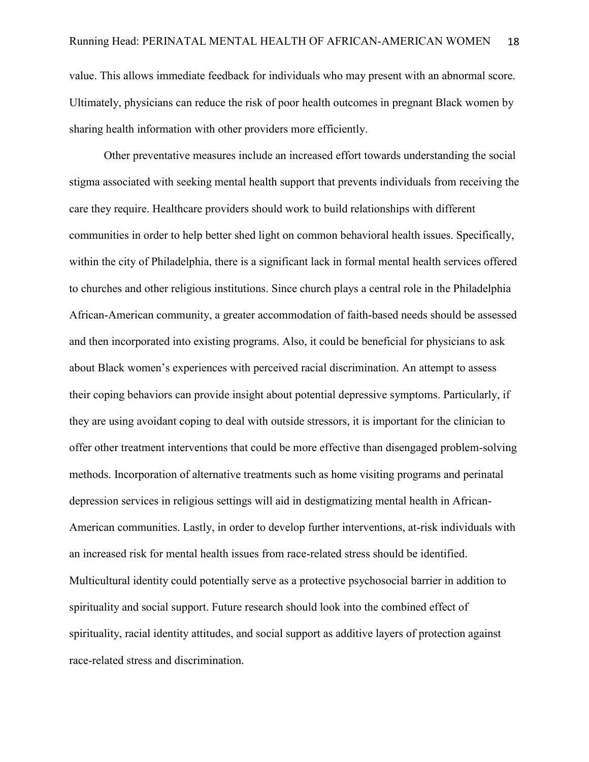value. This allows immediate feedback for individuals who may present with an abnormal score. Ultimately, physicians can reduce the risk of poor health outcomes in pregnant Black women by sharing health information with other providers more efficiently.

Other preventative measures include an increased effort towards understanding the social stigma associated with seeking mental health support that prevents individuals from receiving the care they require. Healthcare providers should work to build relationships with different communities in order to help better shed light on common behavioral health issues. Specifically, within the city of Philadelphia, there is a significant lack in formal mental health services offered to churches and other religious institutions. Since church plays a central role in the Philadelphia African-American community, a greater accommodation of faith-based needs should be assessed and then incorporated into existing programs. Also, it could be beneficial for physicians to ask about Black women's experiences with perceived racial discrimination. An attempt to assess their coping behaviors can provide insight about potential depressive symptoms. Particularly, if they are using avoidant coping to deal with outside stressors, it is important for the clinician to offer other treatment interventions that could be more effective than disengaged problem-solving methods. Incorporation of alternative treatments such as home visiting programs and perinatal depression services in religious settings will aid in destigmatizing mental health in African-American communities. Lastly, in order to develop further interventions, at-risk individuals with an increased risk for mental health issues from race-related stress should be identified. Multicultural identity could potentially serve as a protective psychosocial barrier in addition to spirituality and social support. Future research should look into the combined effect of spirituality, racial identity attitudes, and social support as additive layers of protection against race-related stress and discrimination.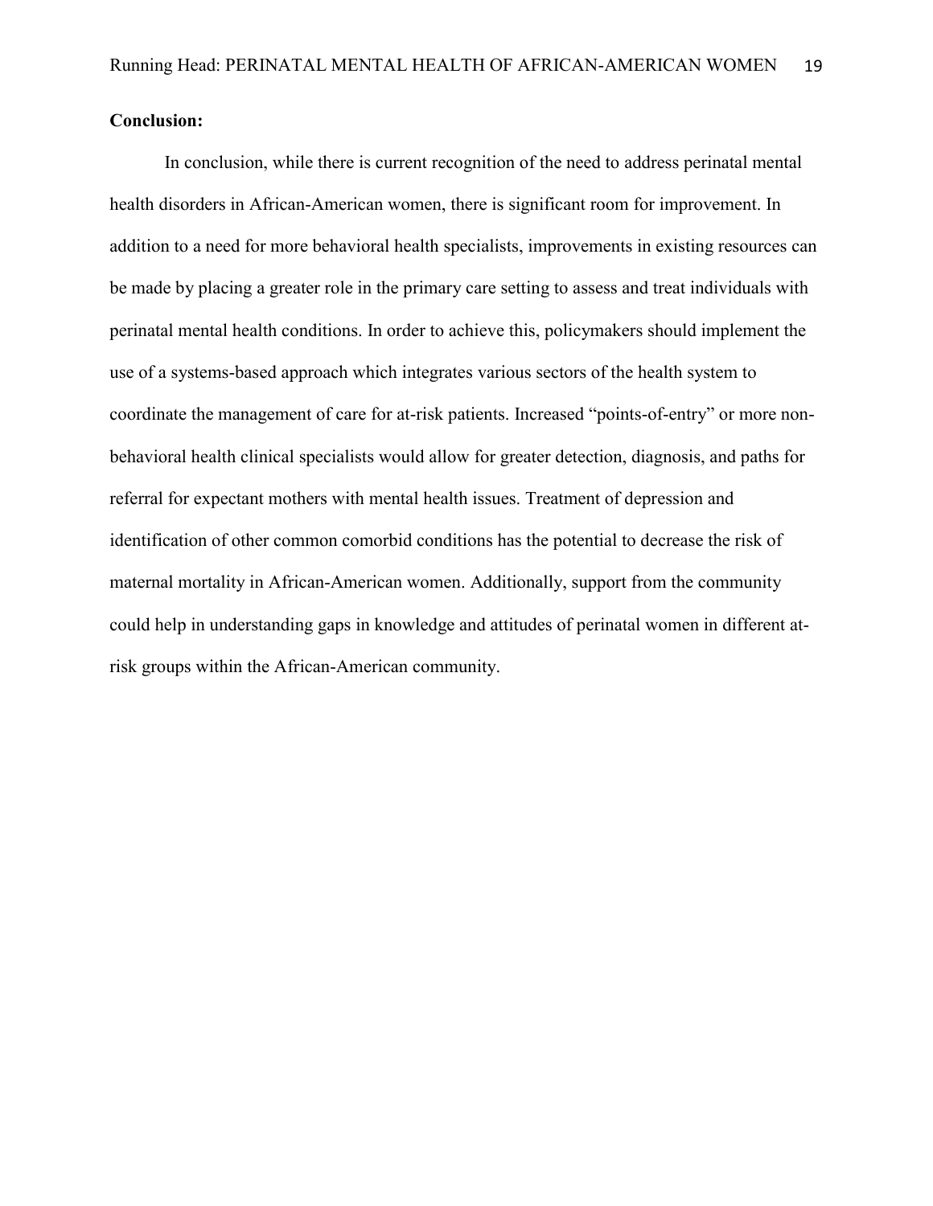**Conclusion:**

In conclusion, while there is current recognition of the need to address perinatal mental health disorders in African-American women, there is significant room for improvement. In addition to a need for more behavioral health specialists, improvements in existing resources can be made by placing a greater role in the primary care setting to assess and treat individuals with perinatal mental health conditions. In order to achieve this, policymakers should implement the use of a systems-based approach which integrates various sectors of the health system to coordinate the management of care for at-risk patients. Increased "points-of-entry" or more non-behavioral health clinical specialists would allow for greater detection, diagnosis, and paths for referral for expectant mothers with mental health issues. Treatment of depression and identification of other common comorbid conditions has the potential to decrease the risk of maternal mortality in African-American women. Additionally, support from the community could help in understanding gaps in knowledge and attitudes of perinatal women in different at-risk groups within the African-American community.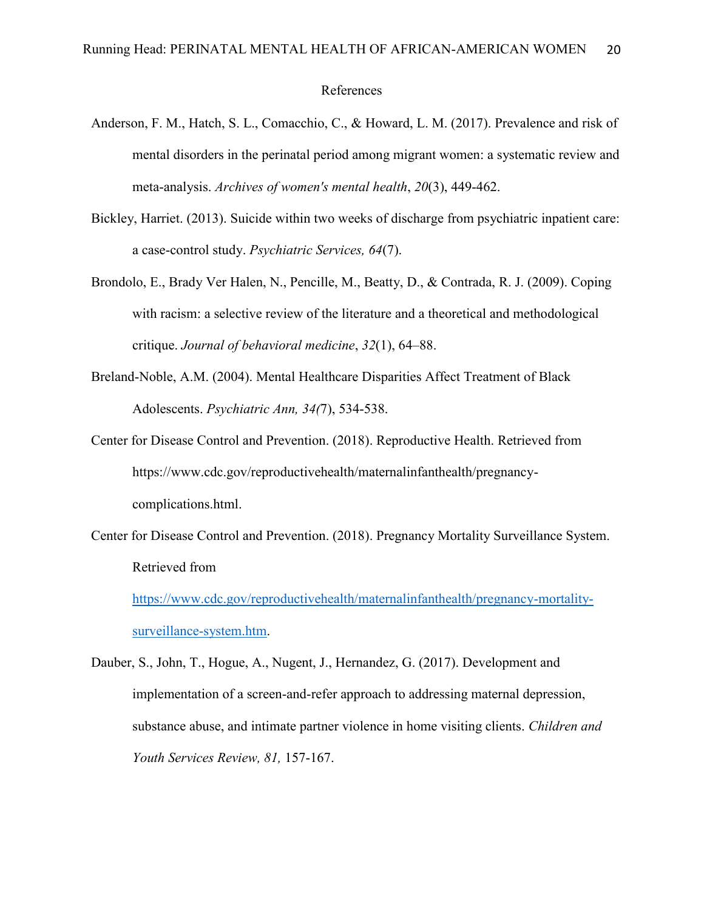# References

Anderson, F. M., Hatch, S. L., Comacchio, C., & Howard, L. M. (2017). Prevalence and risk of mental disorders in the perinatal period among migrant women: a systematic review and meta-analysis. *Archives of women's mental health*, *20*(3), 449-462.

Bickley, Harriet. (2013). Suicide within two weeks of discharge from psychiatric inpatient care: a case-control study. *Psychiatric Services, 64*(7).

Brondolo, E., Brady Ver Halen, N., Pencille, M., Beatty, D., & Contrada, R. J. (2009). Coping with racism: a selective review of the literature and a theoretical and methodological critique. *Journal of behavioral medicine*, *32*(1), 64–88.

Breland-Noble, A.M. (2004). Mental Healthcare Disparities Affect Treatment of Black Adolescents. *Psychiatric Ann, 34(*7), 534-538.

Center for Disease Control and Prevention. (2018). Reproductive Health. Retrieved from https://www.cdc.gov/reproductivehealth/maternalinfanthealth/pregnancy-complications.html.

Center for Disease Control and Prevention. (2018). Pregnancy Mortality Surveillance System. Retrieved from https://www.cdc.gov/reproductivehealth/maternalinfanthealth/pregnancy-mortality-surveillance-system.htm.

Dauber, S., John, T., Hogue, A., Nugent, J., Hernandez, G. (2017). Development and implementation of a screen-and-refer approach to addressing maternal depression, substance abuse, and intimate partner violence in home visiting clients. *Children and Youth Services Review, 81,* 157-167.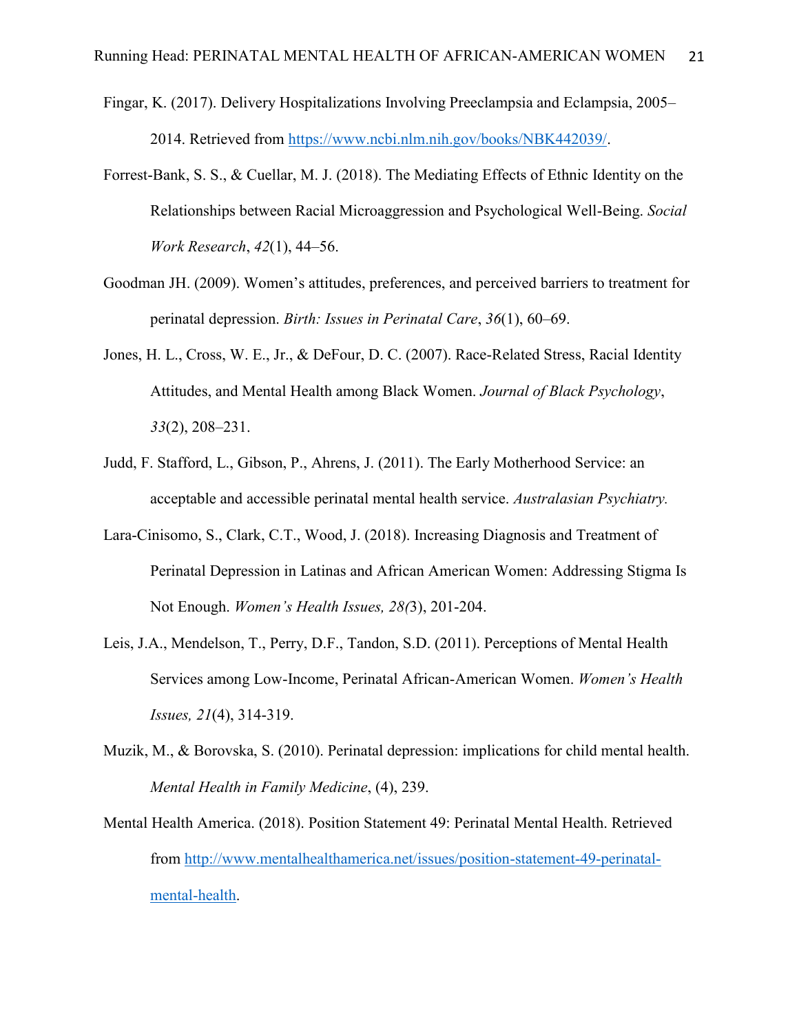Fingar, K. (2017). Delivery Hospitalizations Involving Preeclampsia and Eclampsia, 2005–2014. Retrieved from https://www.ncbi.nlm.nih.gov/books/NBK442039/.

Forrest-Bank, S. S., & Cuellar, M. J. (2018). The Mediating Effects of Ethnic Identity on the Relationships between Racial Microaggression and Psychological Well-Being. *Social Work Research*, *42*(1), 44–56.

Goodman JH. (2009). Women's attitudes, preferences, and perceived barriers to treatment for perinatal depression. *Birth: Issues in Perinatal Care*, *36*(1), 60–69.

Jones, H. L., Cross, W. E., Jr., & DeFour, D. C. (2007). Race-Related Stress, Racial Identity Attitudes, and Mental Health among Black Women. *Journal of Black Psychology*, *33*(2), 208–231.

Judd, F. Stafford, L., Gibson, P., Ahrens, J. (2011). The Early Motherhood Service: an acceptable and accessible perinatal mental health service. *Australasian Psychiatry.*

Lara-Cinisomo, S., Clark, C.T., Wood, J. (2018). Increasing Diagnosis and Treatment of Perinatal Depression in Latinas and African American Women: Addressing Stigma Is Not Enough. *Women's Health Issues, 28(*3), 201-204.

Leis, J.A., Mendelson, T., Perry, D.F., Tandon, S.D. (2011). Perceptions of Mental Health Services among Low-Income, Perinatal African-American Women. *Women's Health Issues, 21*(4), 314-319.

Muzik, M., & Borovska, S. (2010). Perinatal depression: implications for child mental health. *Mental Health in Family Medicine*, (4), 239.

Mental Health America. (2018). Position Statement 49: Perinatal Mental Health. Retrieved from http://www.mentalhealthamerica.net/issues/position-statement-49-perinatal-mental-health.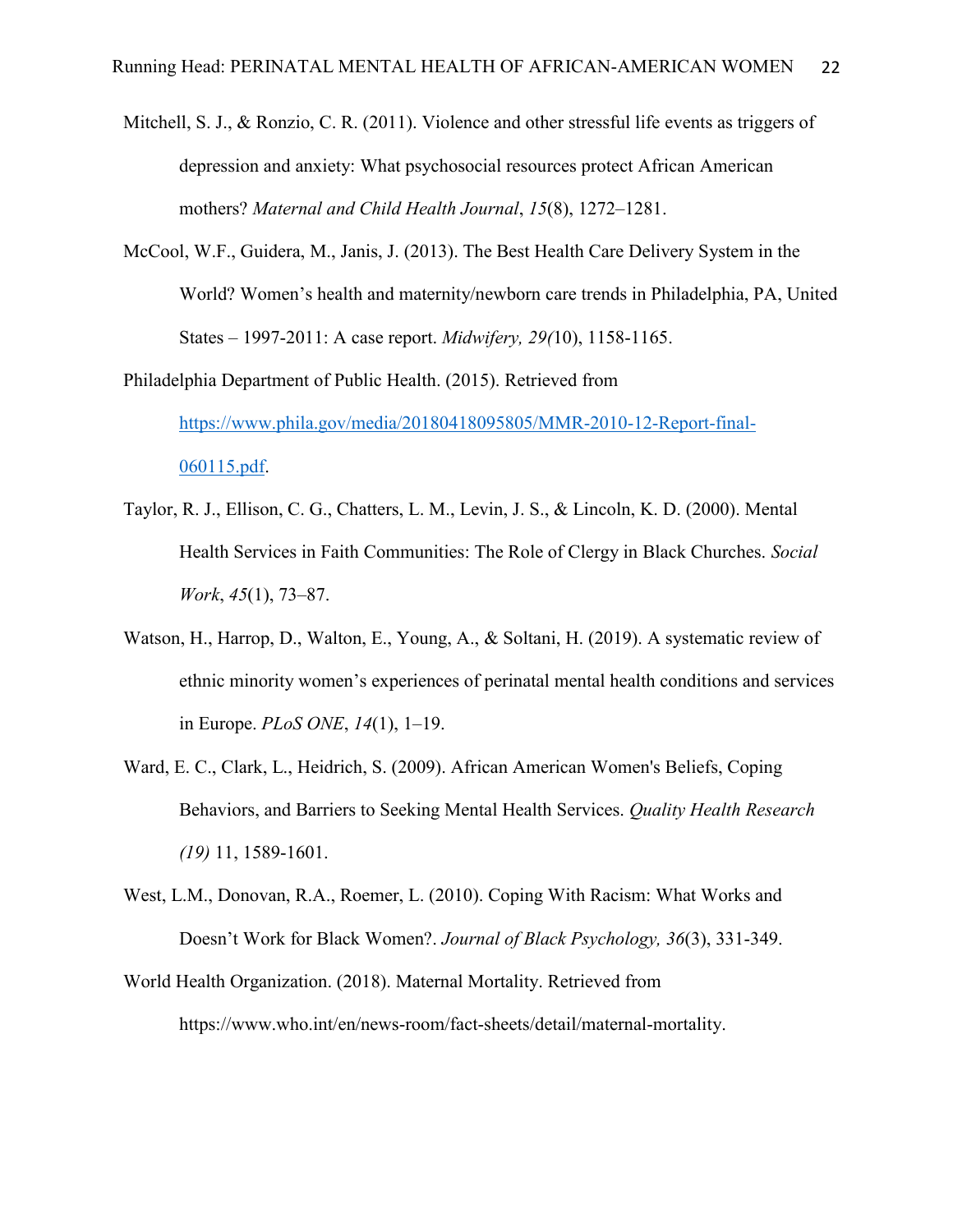Mitchell, S. J., & Ronzio, C. R. (2011). Violence and other stressful life events as triggers of depression and anxiety: What psychosocial resources protect African American mothers? *Maternal and Child Health Journal*, *15*(8), 1272–1281.

McCool, W.F., Guidera, M., Janis, J. (2013). The Best Health Care Delivery System in the World? Women's health and maternity/newborn care trends in Philadelphia, PA, United States – 1997-2011: A case report. *Midwifery, 29(*10), 1158-1165.

Philadelphia Department of Public Health. (2015). Retrieved from [https://www.phila.gov/media/20180418095805/MMR-2010-12-Report-final-060115.pdf](https://www.phila.gov/media/20180418095805/MMR-2010-12-Report-final-060115.pdf).

Taylor, R. J., Ellison, C. G., Chatters, L. M., Levin, J. S., & Lincoln, K. D. (2000). Mental Health Services in Faith Communities: The Role of Clergy in Black Churches. *Social Work*, *45*(1), 73–87.

Watson, H., Harrop, D., Walton, E., Young, A., & Soltani, H. (2019). A systematic review of ethnic minority women's experiences of perinatal mental health conditions and services in Europe. *PLoS ONE*, *14*(1), 1–19.

Ward, E. C., Clark, L., Heidrich, S. (2009). African American Women's Beliefs, Coping Behaviors, and Barriers to Seeking Mental Health Services. *Quality Health Research (19)* 11, 1589-1601.

West, L.M., Donovan, R.A., Roemer, L. (2010). Coping With Racism: What Works and Doesn't Work for Black Women?. *Journal of Black Psychology, 36*(3), 331-349.

World Health Organization. (2018). Maternal Mortality. Retrieved from https://www.who.int/en/news-room/fact-sheets/detail/maternal-mortality.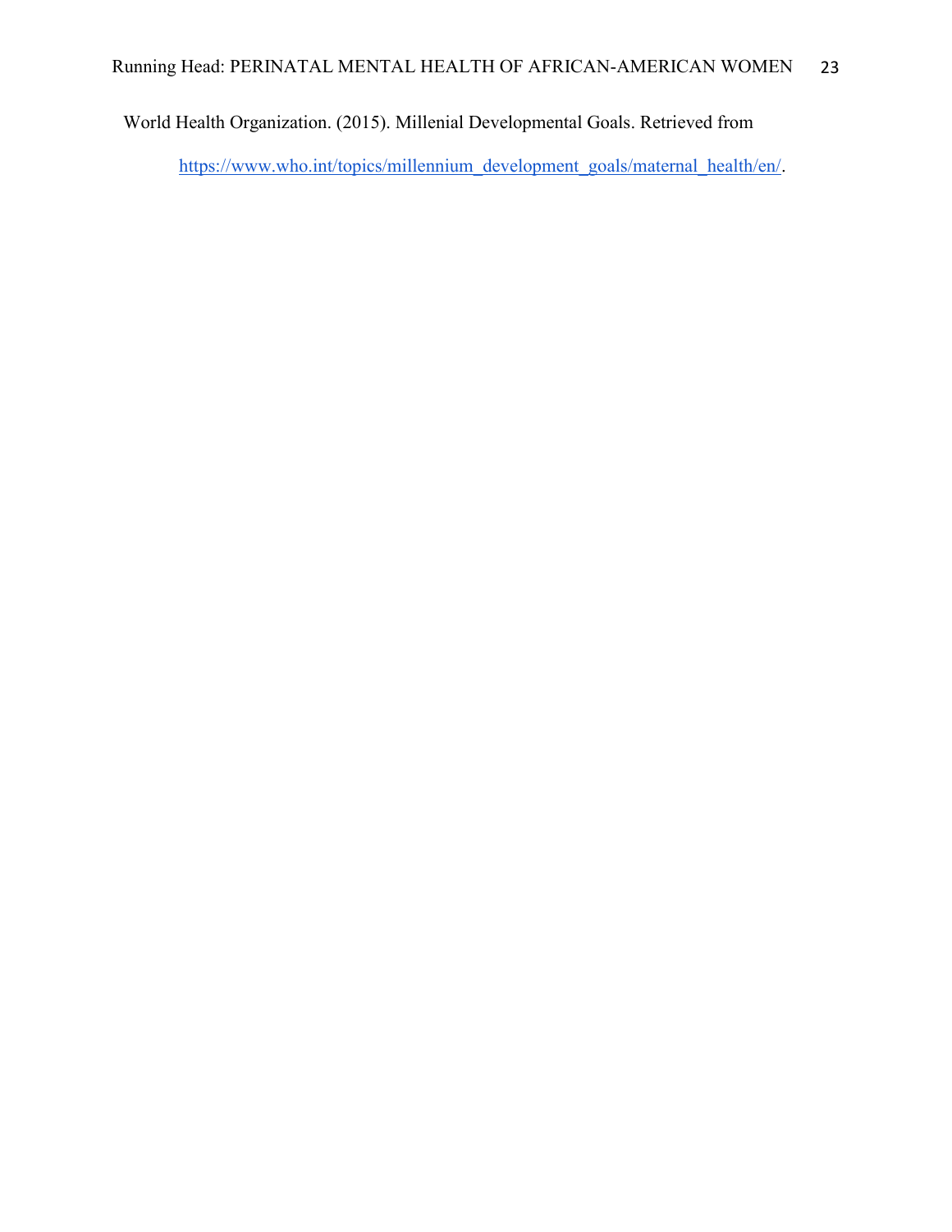World Health Organization. (2015). Millenial Developmental Goals. Retrieved from https://www.who.int/topics/millennium_development_goals/maternal_health/en/.